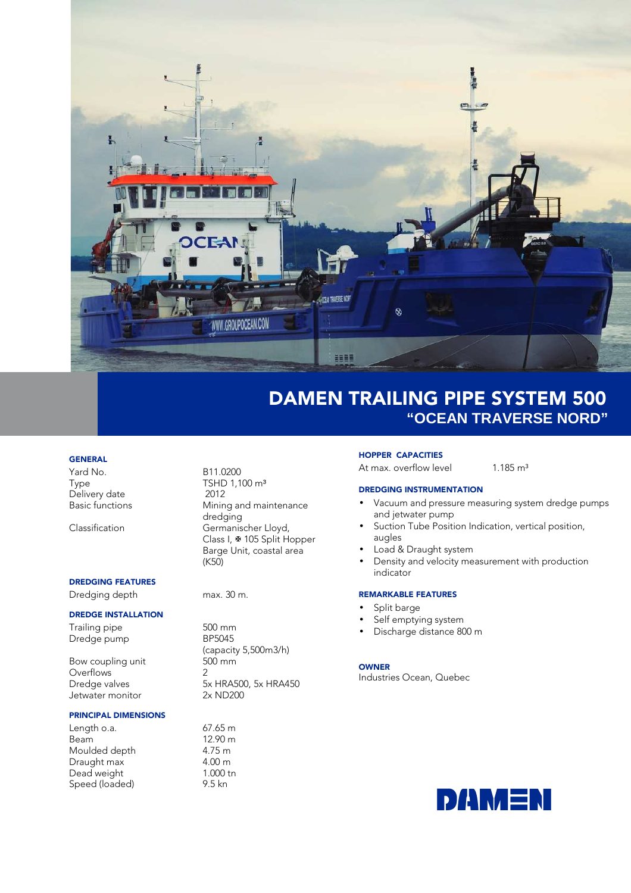# DAMEN TRAILING PIPE SYSTEM 500

## "OCEAN TRAVERSE NORD"

### GENERAL

| | |
|---|---|
| Yard No. | B11.0200 |
| Type | TSHD 1,100 m³ |
| Delivery date | 2012 |
| Basic functions | Mining and maintenance dredging |
| Classification | Germanischer Lloyd, Class I, ✠ 105 Split Hopper Barge Unit, coastal area (K50) |

### DREDGING FEATURES

| | |
|---|---|
| Dredging depth | max. 30 m. |

### DREDGE INSTALLATION

| | |
|---|---|
| Trailing pipe | 500 mm |
| Dredge pump | BP5045 (capacity 5,500m3/h) |
| Bow coupling unit | 500 mm |
| Overflows | 2 |
| Dredge valves | 5x HRA500, 5x HRA450 |
| Jetwater monitor | 2x ND200 |

### PRINCIPAL DIMENSIONS

| | |
|---|---|
| Length o.a. | 67.65 m |
| Beam | 12.90 m |
| Moulded depth | 4.75 m |
| Draught max | 4.00 m |
| Dead weight | 1.000 tn |
| Speed (loaded) | 9.5 kn |

### HOPPER CAPACITIES

| | |
|---|---|
| At max. overflow level | 1.185 m³ |

### DREDGING INSTRUMENTATION

- Vacuum and pressure measuring system dredge pumps and jetwater pump
- Suction Tube Position Indication, vertical position, augles
- Load & Draught system
- Density and velocity measurement with production indicator

### REMARKABLE FEATURES

- Split barge
- Self emptying system
- Discharge distance 800 m

### OWNER

Industries Ocean, Quebec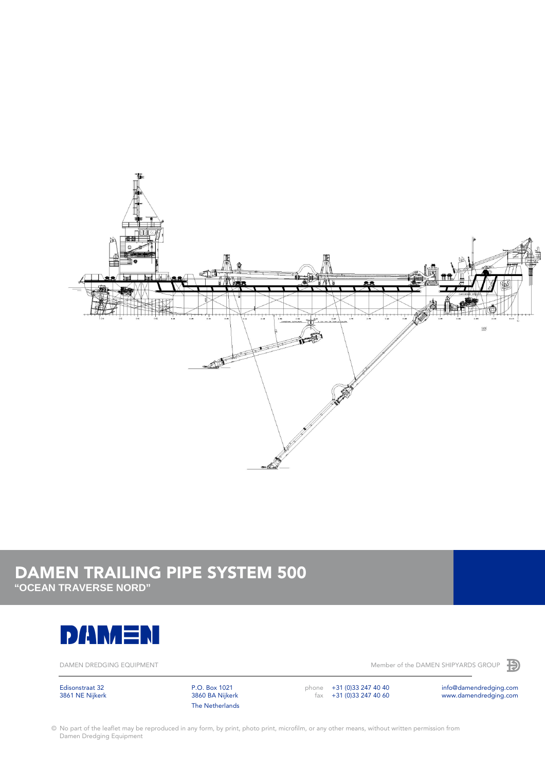# DAMEN TRAILING PIPE SYSTEM 500

**"OCEAN TRAVERSE NORD"**

DAMEN

DAMEN DREDGING EQUIPMENT

Member of the DAMEN SHIPYARDS GROUP

Edisonstraat 32
3861 NE Nijkerk

P.O. Box 1021
3860 BA Nijkerk
The Netherlands

phone +31 (0)33 247 40 40
fax +31 (0)33 247 40 60

info@damendredging.com
www.damendredging.com

© No part of the leaflet may be reproduced in any form, by print, photo print, microfilm, or any other means, without written permission from Damen Dredging Equipment